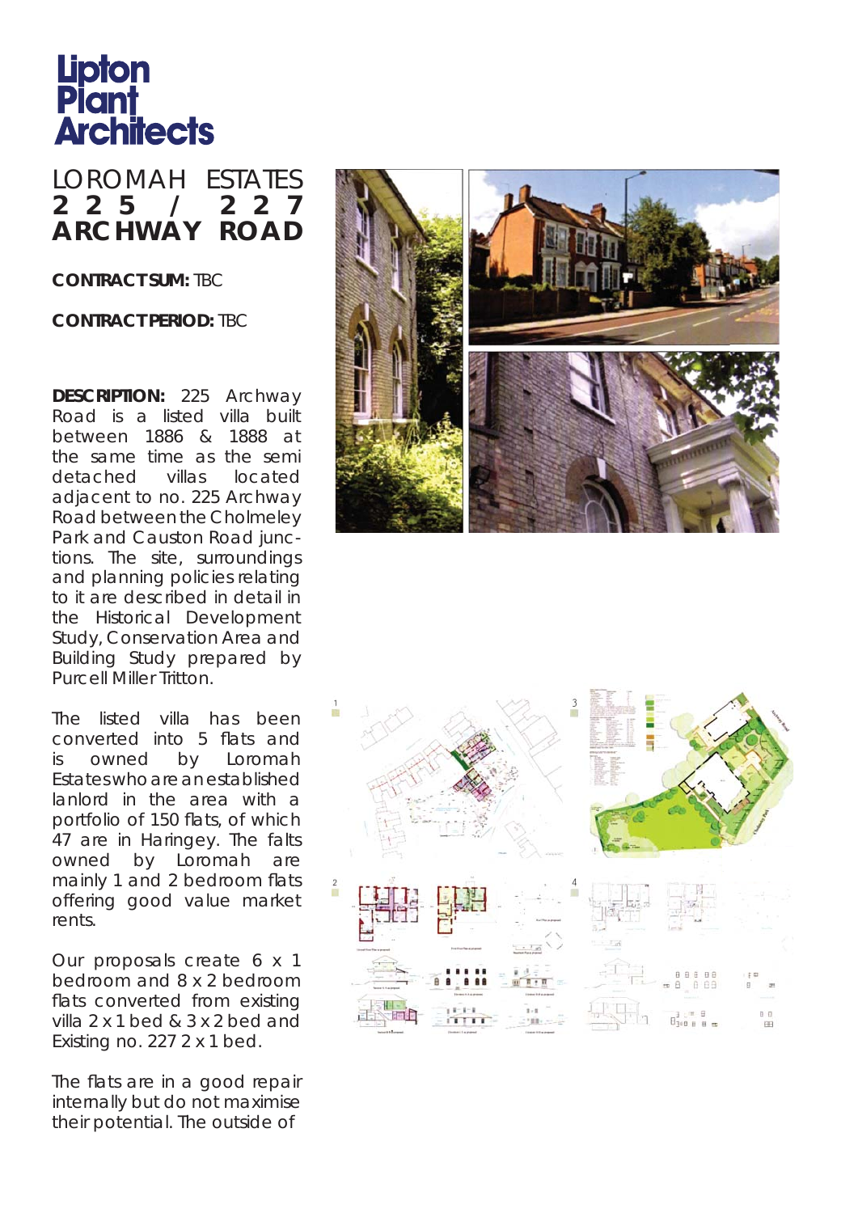# Lipton Plant Architects

## LOROMAH ESTATES
## 225 / 227 ARCHWAY ROAD

**CONTRACT SUM:** TBC

**CONTRACT PERIOD:** TBC

**DESCRIPTION:** 225 Archway Road is a listed villa built between 1886 & 1888 at the same time as the semi detached villas located adjacent to no. 225 Archway Road between the Cholmeley Park and Causton Road junctions. The site, surroundings and planning policies relating to it are described in detail in the Historical Development Study, Conservation Area and Building Study prepared by Purcell Miller Tritton.

The listed villa has been converted into 5 flats and is owned by Loromah Estates who are an established lanlord in the area with a portfolio of 150 flats, of which 47 are in Haringey. The falts owned by Loromah are mainly 1 and 2 bedroom flats offering good value market rents.

Our proposals create 6 x 1 bedroom and 8 x 2 bedroom flats converted from existing villa 2 x 1 bed & 3 x 2 bed and Existing no. 227 2 x 1 bed.

The flats are in a good repair internally but do not maximise their potential. The outside of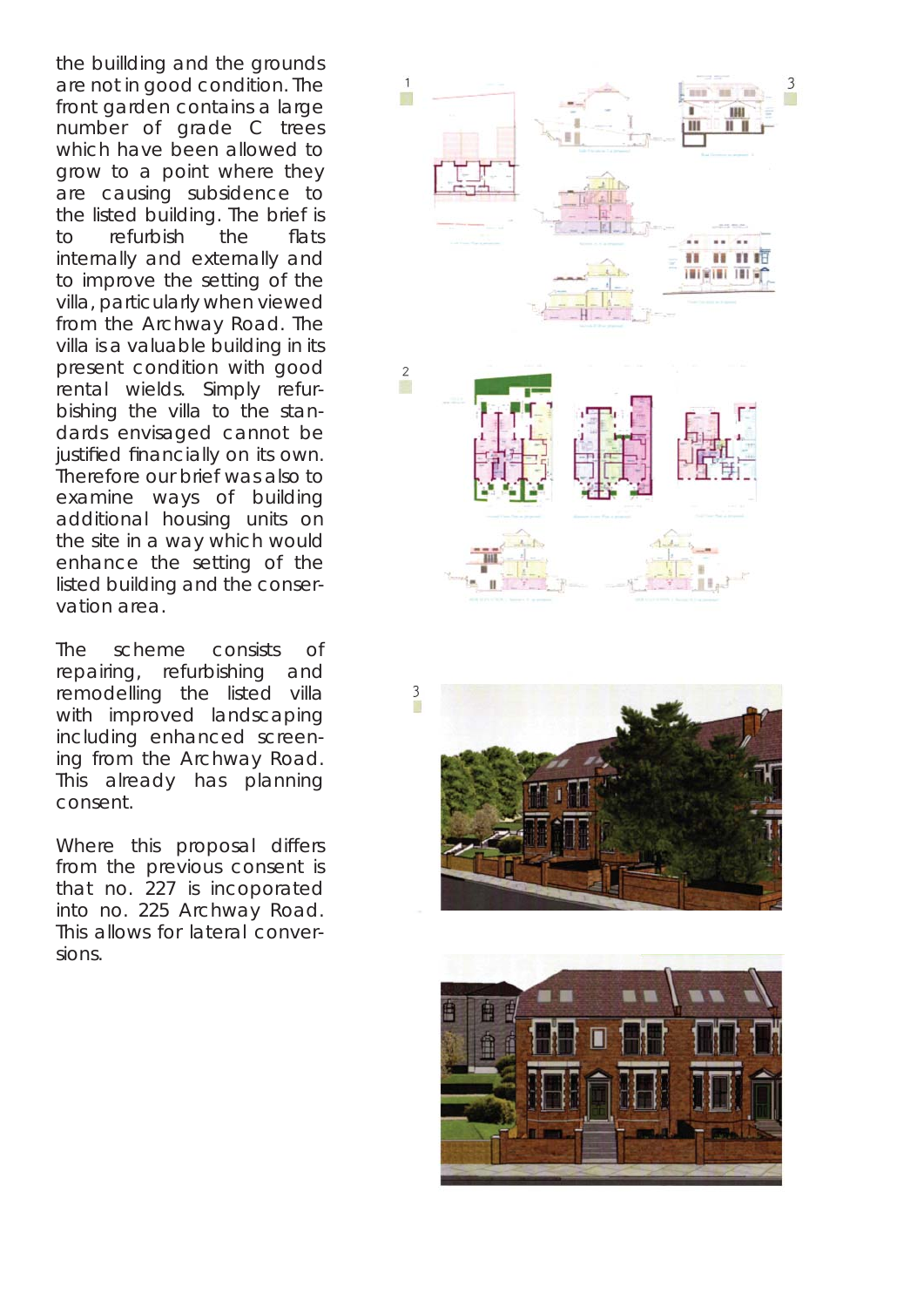the buillding and the grounds are not in good condition. The front garden contains a large number of grade C trees which have been allowed to grow to a point where they are causing subsidence to the listed building. The brief is to refurbish the flats internally and externally and to improve the setting of the villa, particularly when viewed from the Archway Road. The villa is a valuable building in its present condition with good rental wields. Simply refurbishing the villa to the standards envisaged cannot be justified financially on its own. Therefore our brief was also to examine ways of building additional housing units on the site in a way which would enhance the setting of the listed building and the conservation area.

The scheme consists of repairing, refurbishing and remodelling the listed villa with improved landscaping including enhanced screening from the Archway Road. This already has planning consent.

Where this proposal differs from the previous consent is that no. 227 is incoporated into no. 225 Archway Road. This allows for lateral conversions.

1

3

2

3